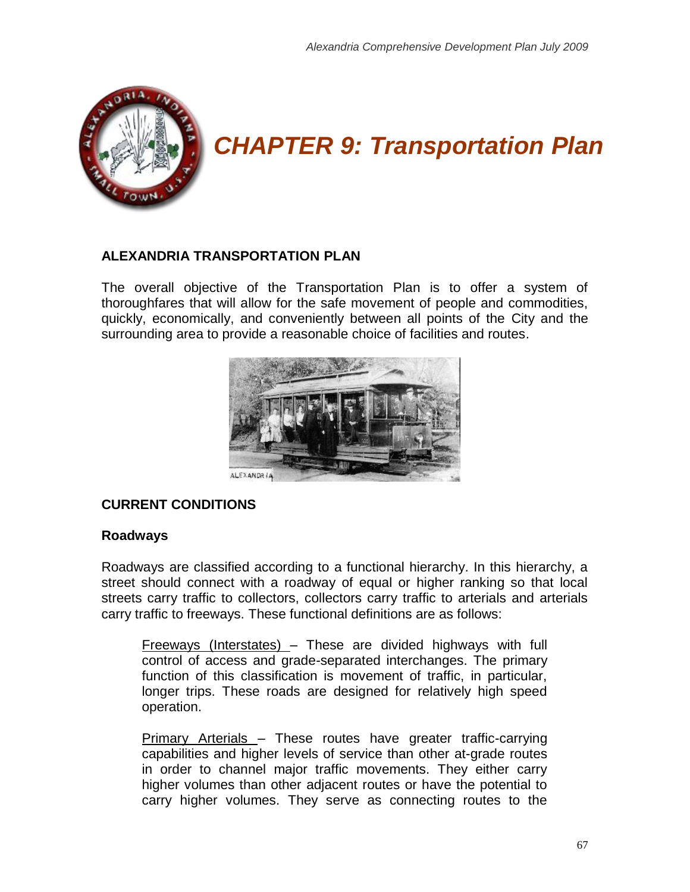# CHAPTER 9: Transportation Plan

## ALEXANDRIA TRANSPORTATION PLAN

The overall objective of the Transportation Plan is to offer a system of thoroughfares that will allow for the safe movement of people and commodities, quickly, economically, and conveniently between all points of the City and the surrounding area to provide a reasonable choice of facilities and routes.

## CURRENT CONDITIONS

### Roadways

Roadways are classified according to a functional hierarchy. In this hierarchy, a street should connect with a roadway of equal or higher ranking so that local streets carry traffic to collectors, collectors carry traffic to arterials and arterials carry traffic to freeways. These functional definitions are as follows:

Freeways (Interstates) – These are divided highways with full control of access and grade-separated interchanges. The primary function of this classification is movement of traffic, in particular, longer trips. These roads are designed for relatively high speed operation.

Primary Arterials – These routes have greater traffic-carrying capabilities and higher levels of service than other at-grade routes in order to channel major traffic movements. They either carry higher volumes than other adjacent routes or have the potential to carry higher volumes. They serve as connecting routes to the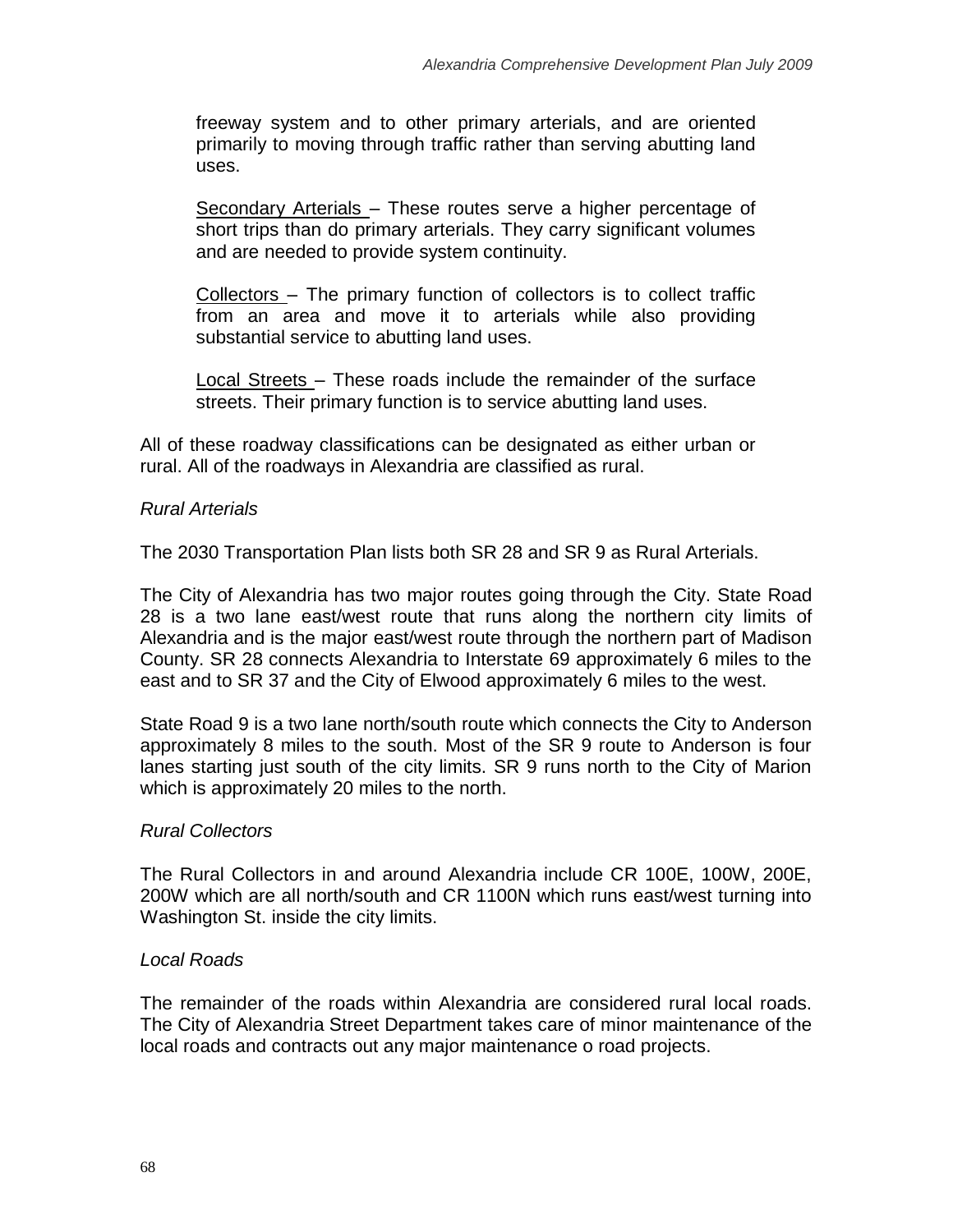freeway system and to other primary arterials, and are oriented primarily to moving through traffic rather than serving abutting land uses.

Secondary Arterials – These routes serve a higher percentage of short trips than do primary arterials. They carry significant volumes and are needed to provide system continuity.

Collectors – The primary function of collectors is to collect traffic from an area and move it to arterials while also providing substantial service to abutting land uses.

Local Streets – These roads include the remainder of the surface streets. Their primary function is to service abutting land uses.

All of these roadway classifications can be designated as either urban or rural. All of the roadways in Alexandria are classified as rural.

*Rural Arterials*

The 2030 Transportation Plan lists both SR 28 and SR 9 as Rural Arterials.

The City of Alexandria has two major routes going through the City. State Road 28 is a two lane east/west route that runs along the northern city limits of Alexandria and is the major east/west route through the northern part of Madison County. SR 28 connects Alexandria to Interstate 69 approximately 6 miles to the east and to SR 37 and the City of Elwood approximately 6 miles to the west.

State Road 9 is a two lane north/south route which connects the City to Anderson approximately 8 miles to the south. Most of the SR 9 route to Anderson is four lanes starting just south of the city limits. SR 9 runs north to the City of Marion which is approximately 20 miles to the north.

*Rural Collectors*

The Rural Collectors in and around Alexandria include CR 100E, 100W, 200E, 200W which are all north/south and CR 1100N which runs east/west turning into Washington St. inside the city limits.

*Local Roads*

The remainder of the roads within Alexandria are considered rural local roads. The City of Alexandria Street Department takes care of minor maintenance of the local roads and contracts out any major maintenance o road projects.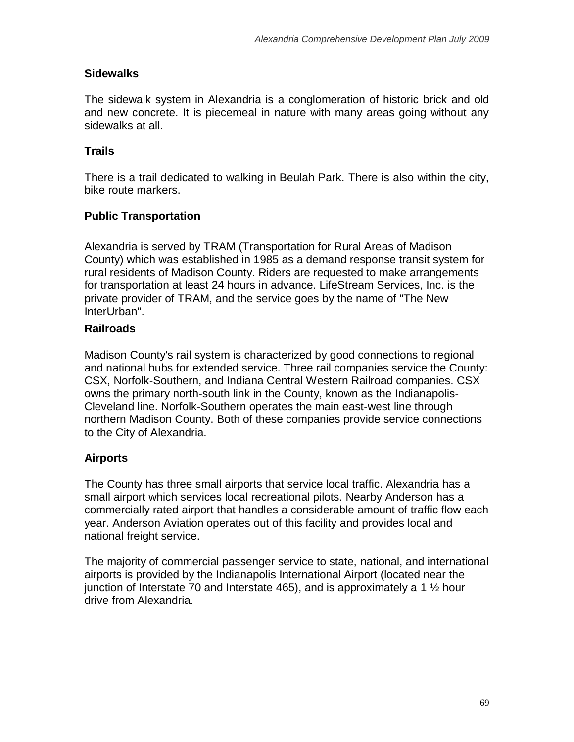## Sidewalks

The sidewalk system in Alexandria is a conglomeration of historic brick and old and new concrete. It is piecemeal in nature with many areas going without any sidewalks at all.

## Trails

There is a trail dedicated to walking in Beulah Park. There is also within the city, bike route markers.

## Public Transportation

Alexandria is served by TRAM (Transportation for Rural Areas of Madison County) which was established in 1985 as a demand response transit system for rural residents of Madison County. Riders are requested to make arrangements for transportation at least 24 hours in advance. LifeStream Services, Inc. is the private provider of TRAM, and the service goes by the name of "The New InterUrban".

## Railroads

Madison County's rail system is characterized by good connections to regional and national hubs for extended service. Three rail companies service the County: CSX, Norfolk-Southern, and Indiana Central Western Railroad companies. CSX owns the primary north-south link in the County, known as the Indianapolis-Cleveland line. Norfolk-Southern operates the main east-west line through northern Madison County. Both of these companies provide service connections to the City of Alexandria.

## Airports

The County has three small airports that service local traffic. Alexandria has a small airport which services local recreational pilots. Nearby Anderson has a commercially rated airport that handles a considerable amount of traffic flow each year. Anderson Aviation operates out of this facility and provides local and national freight service.

The majority of commercial passenger service to state, national, and international airports is provided by the Indianapolis International Airport (located near the junction of Interstate 70 and Interstate 465), and is approximately a 1 ½ hour drive from Alexandria.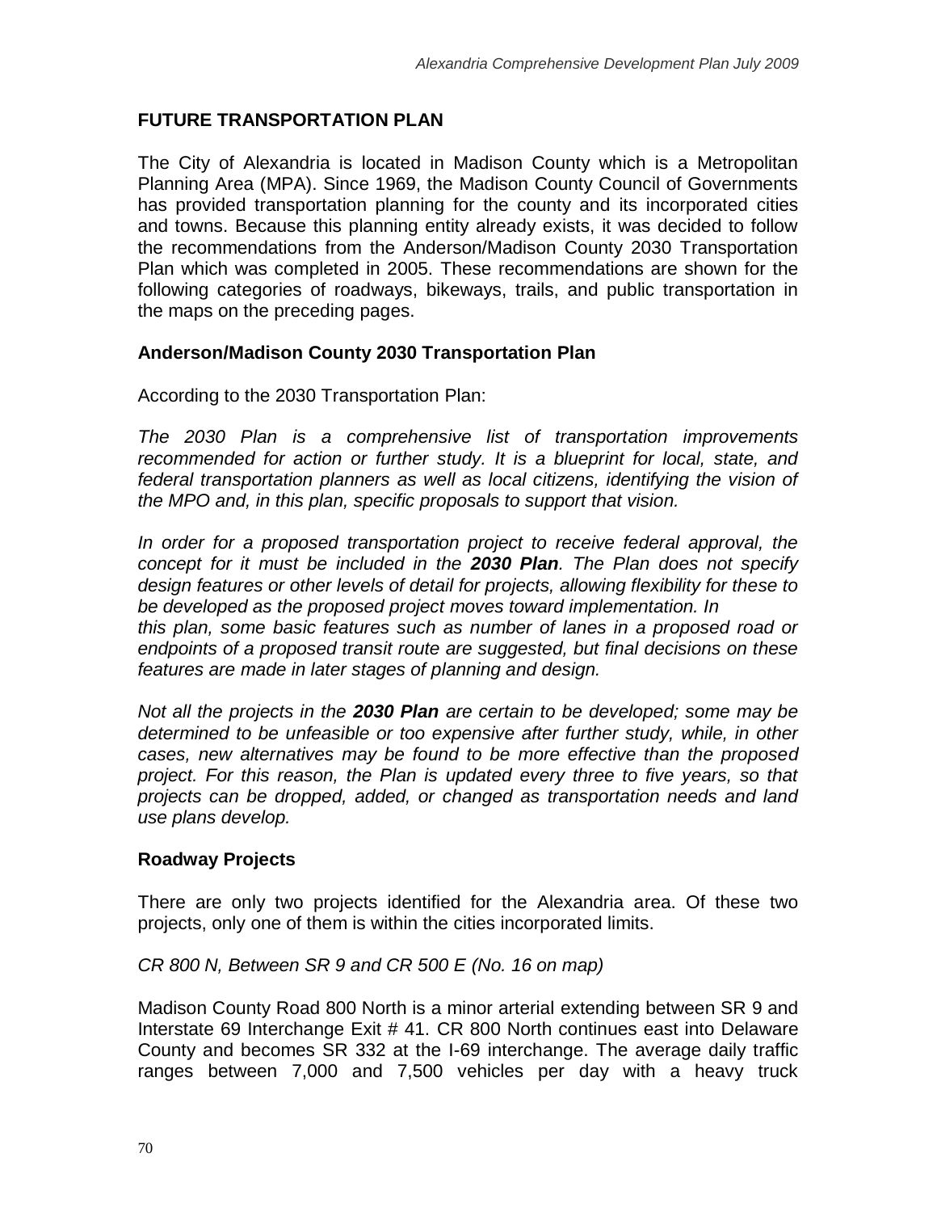## FUTURE TRANSPORTATION PLAN

The City of Alexandria is located in Madison County which is a Metropolitan Planning Area (MPA). Since 1969, the Madison County Council of Governments has provided transportation planning for the county and its incorporated cities and towns. Because this planning entity already exists, it was decided to follow the recommendations from the Anderson/Madison County 2030 Transportation Plan which was completed in 2005. These recommendations are shown for the following categories of roadways, bikeways, trails, and public transportation in the maps on the preceding pages.

### Anderson/Madison County 2030 Transportation Plan

According to the 2030 Transportation Plan:

*The 2030 Plan is a comprehensive list of transportation improvements recommended for action or further study. It is a blueprint for local, state, and federal transportation planners as well as local citizens, identifying the vision of the MPO and, in this plan, specific proposals to support that vision.*

*In order for a proposed transportation project to receive federal approval, the concept for it must be included in the **2030 Plan**. The Plan does not specify design features or other levels of detail for projects, allowing flexibility for these to be developed as the proposed project moves toward implementation. In this plan, some basic features such as number of lanes in a proposed road or endpoints of a proposed transit route are suggested, but final decisions on these features are made in later stages of planning and design.*

*Not all the projects in the **2030 Plan** are certain to be developed; some may be determined to be unfeasible or too expensive after further study, while, in other cases, new alternatives may be found to be more effective than the proposed project. For this reason, the Plan is updated every three to five years, so that projects can be dropped, added, or changed as transportation needs and land use plans develop.*

### Roadway Projects

There are only two projects identified for the Alexandria area. Of these two projects, only one of them is within the cities incorporated limits.

*CR 800 N, Between SR 9 and CR 500 E (No. 16 on map)*

Madison County Road 800 North is a minor arterial extending between SR 9 and Interstate 69 Interchange Exit # 41. CR 800 North continues east into Delaware County and becomes SR 332 at the I-69 interchange. The average daily traffic ranges between 7,000 and 7,500 vehicles per day with a heavy truck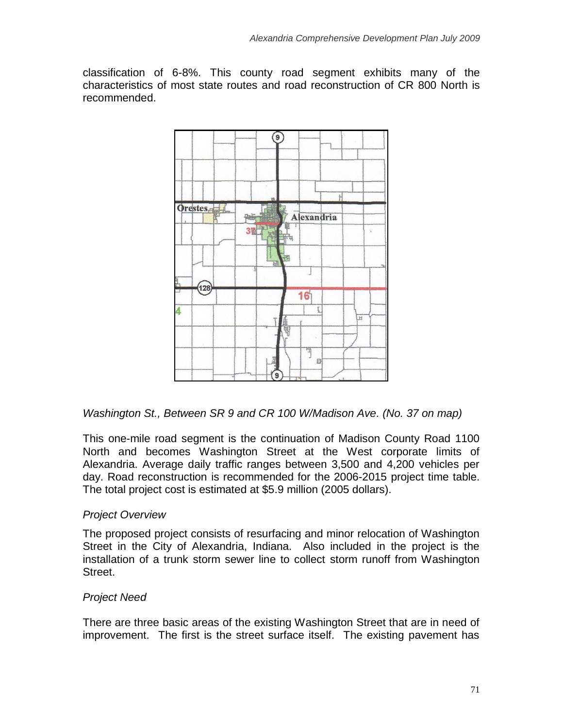classification of 6-8%. This county road segment exhibits many of the characteristics of most state routes and road reconstruction of CR 800 North is recommended.

*Washington St., Between SR 9 and CR 100 W/Madison Ave. (No. 37 on map)*

This one-mile road segment is the continuation of Madison County Road 1100 North and becomes Washington Street at the West corporate limits of Alexandria. Average daily traffic ranges between 3,500 and 4,200 vehicles per day. Road reconstruction is recommended for the 2006-2015 project time table. The total project cost is estimated at $5.9 million (2005 dollars).

*Project Overview*

The proposed project consists of resurfacing and minor relocation of Washington Street in the City of Alexandria, Indiana. Also included in the project is the installation of a trunk storm sewer line to collect storm runoff from Washington Street.

*Project Need*

There are three basic areas of the existing Washington Street that are in need of improvement. The first is the street surface itself. The existing pavement has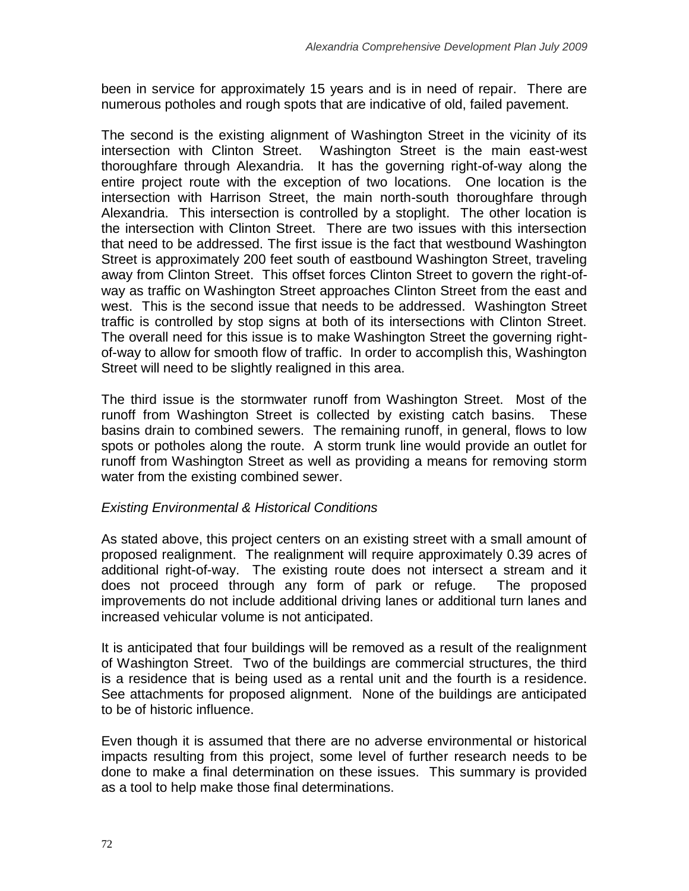been in service for approximately 15 years and is in need of repair. There are numerous potholes and rough spots that are indicative of old, failed pavement.

The second is the existing alignment of Washington Street in the vicinity of its intersection with Clinton Street. Washington Street is the main east-west thoroughfare through Alexandria. It has the governing right-of-way along the entire project route with the exception of two locations. One location is the intersection with Harrison Street, the main north-south thoroughfare through Alexandria. This intersection is controlled by a stoplight. The other location is the intersection with Clinton Street. There are two issues with this intersection that need to be addressed. The first issue is the fact that westbound Washington Street is approximately 200 feet south of eastbound Washington Street, traveling away from Clinton Street. This offset forces Clinton Street to govern the right-of-way as traffic on Washington Street approaches Clinton Street from the east and west. This is the second issue that needs to be addressed. Washington Street traffic is controlled by stop signs at both of its intersections with Clinton Street. The overall need for this issue is to make Washington Street the governing right-of-way to allow for smooth flow of traffic. In order to accomplish this, Washington Street will need to be slightly realigned in this area.

The third issue is the stormwater runoff from Washington Street. Most of the runoff from Washington Street is collected by existing catch basins. These basins drain to combined sewers. The remaining runoff, in general, flows to low spots or potholes along the route. A storm trunk line would provide an outlet for runoff from Washington Street as well as providing a means for removing storm water from the existing combined sewer.

*Existing Environmental & Historical Conditions*

As stated above, this project centers on an existing street with a small amount of proposed realignment. The realignment will require approximately 0.39 acres of additional right-of-way. The existing route does not intersect a stream and it does not proceed through any form of park or refuge. The proposed improvements do not include additional driving lanes or additional turn lanes and increased vehicular volume is not anticipated.

It is anticipated that four buildings will be removed as a result of the realignment of Washington Street. Two of the buildings are commercial structures, the third is a residence that is being used as a rental unit and the fourth is a residence. See attachments for proposed alignment. None of the buildings are anticipated to be of historic influence.

Even though it is assumed that there are no adverse environmental or historical impacts resulting from this project, some level of further research needs to be done to make a final determination on these issues. This summary is provided as a tool to help make those final determinations.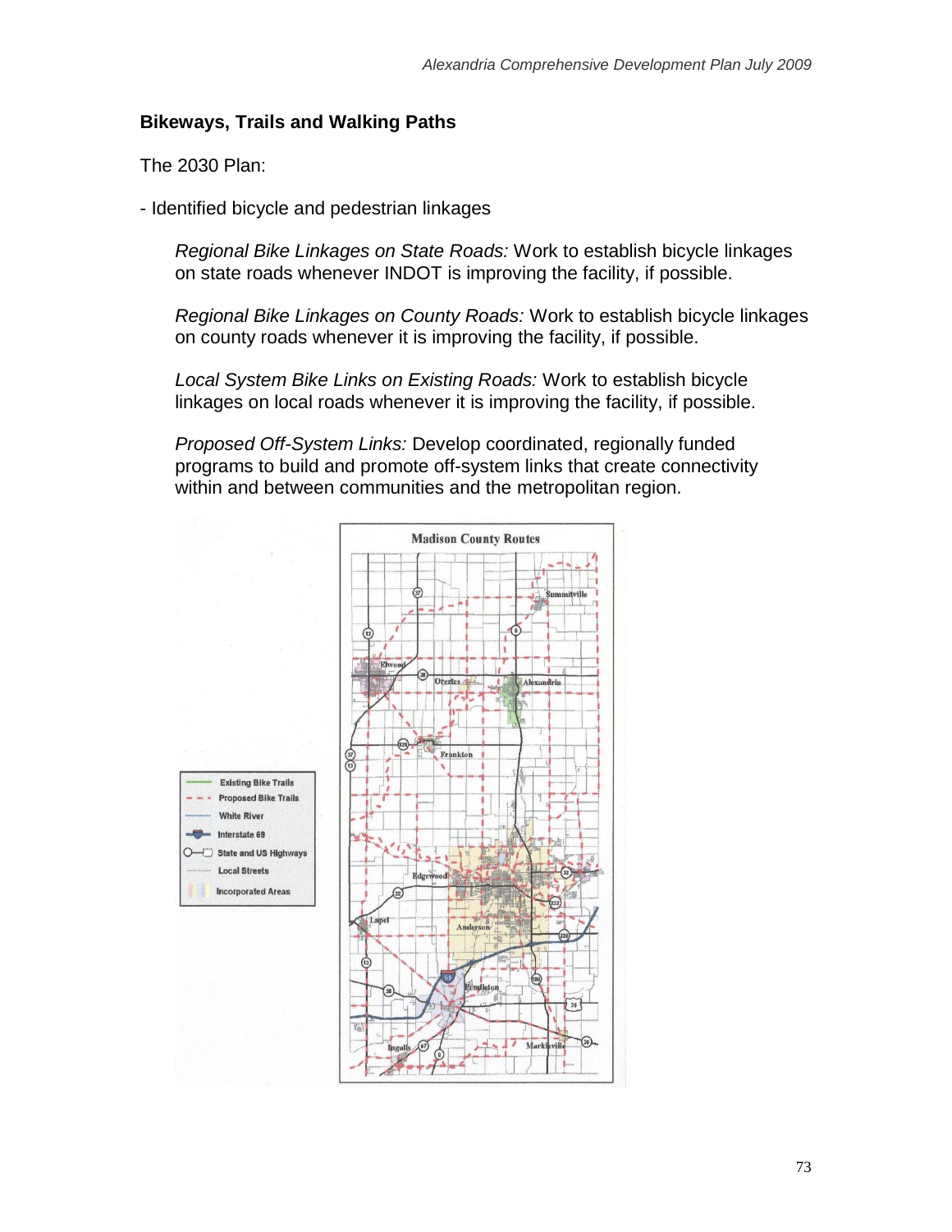## Bikeways, Trails and Walking Paths

The 2030 Plan:

- Identified bicycle and pedestrian linkages

  *Regional Bike Linkages on State Roads:* Work to establish bicycle linkages on state roads whenever INDOT is improving the facility, if possible.

  *Regional Bike Linkages on County Roads:* Work to establish bicycle linkages on county roads whenever it is improving the facility, if possible.

  *Local System Bike Links on Existing Roads:* Work to establish bicycle linkages on local roads whenever it is improving the facility, if possible.

  *Proposed Off-System Links:* Develop coordinated, regionally funded programs to build and promote off-system links that create connectivity within and between communities and the metropolitan region.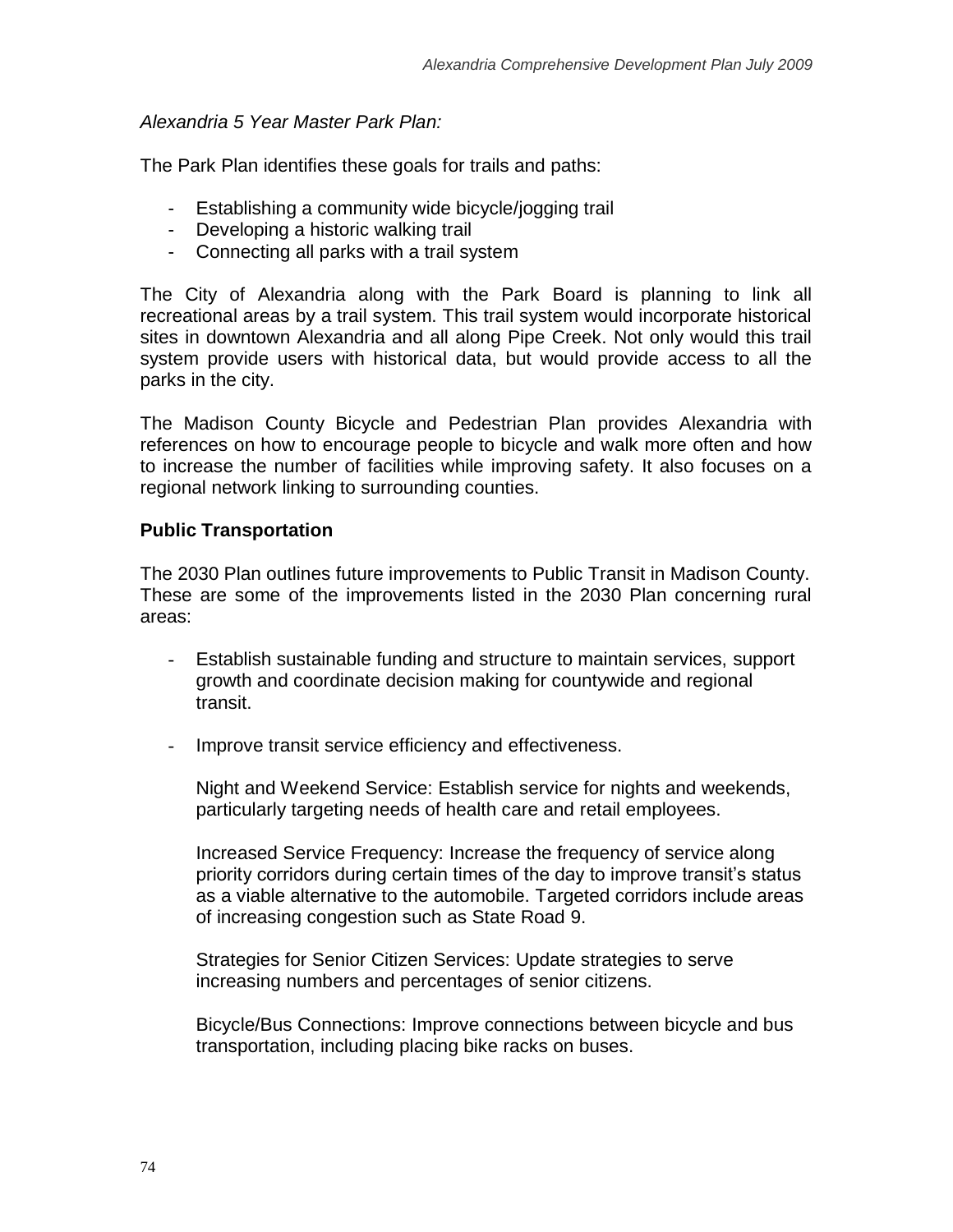*Alexandria 5 Year Master Park Plan:*

The Park Plan identifies these goals for trails and paths:

- Establishing a community wide bicycle/jogging trail
- Developing a historic walking trail
- Connecting all parks with a trail system

The City of Alexandria along with the Park Board is planning to link all recreational areas by a trail system. This trail system would incorporate historical sites in downtown Alexandria and all along Pipe Creek. Not only would this trail system provide users with historical data, but would provide access to all the parks in the city.

The Madison County Bicycle and Pedestrian Plan provides Alexandria with references on how to encourage people to bicycle and walk more often and how to increase the number of facilities while improving safety. It also focuses on a regional network linking to surrounding counties.

**Public Transportation**

The 2030 Plan outlines future improvements to Public Transit in Madison County. These are some of the improvements listed in the 2030 Plan concerning rural areas:

- Establish sustainable funding and structure to maintain services, support growth and coordinate decision making for countywide and regional transit.

- Improve transit service efficiency and effectiveness.

  Night and Weekend Service: Establish service for nights and weekends, particularly targeting needs of health care and retail employees.

  Increased Service Frequency: Increase the frequency of service along priority corridors during certain times of the day to improve transit's status as a viable alternative to the automobile. Targeted corridors include areas of increasing congestion such as State Road 9.

  Strategies for Senior Citizen Services: Update strategies to serve increasing numbers and percentages of senior citizens.

  Bicycle/Bus Connections: Improve connections between bicycle and bus transportation, including placing bike racks on buses.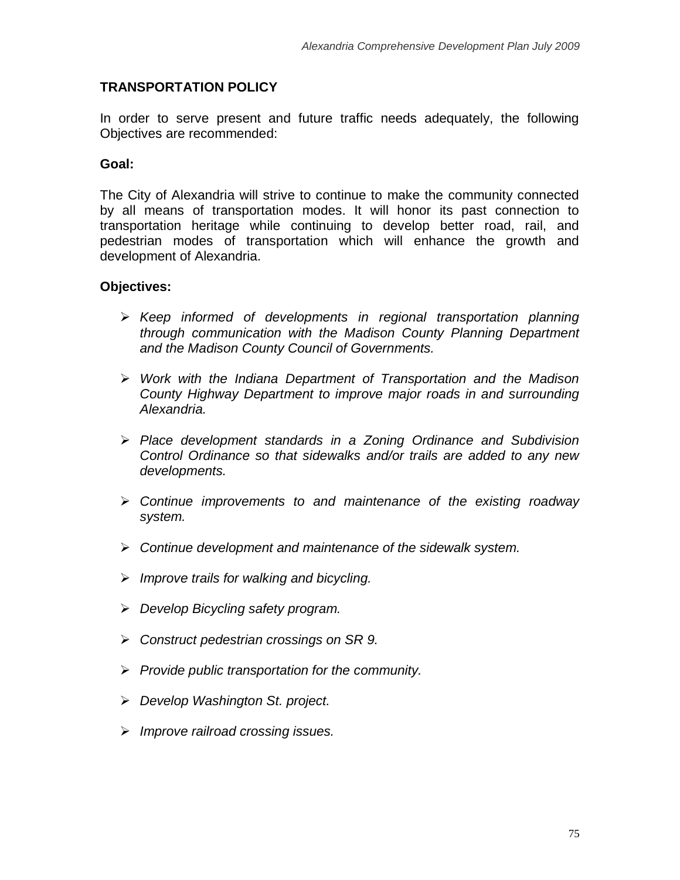## TRANSPORTATION POLICY

In order to serve present and future traffic needs adequately, the following Objectives are recommended:

**Goal:**

The City of Alexandria will strive to continue to make the community connected by all means of transportation modes. It will honor its past connection to transportation heritage while continuing to develop better road, rail, and pedestrian modes of transportation which will enhance the growth and development of Alexandria.

**Objectives:**

- *Keep informed of developments in regional transportation planning through communication with the Madison County Planning Department and the Madison County Council of Governments.*
- *Work with the Indiana Department of Transportation and the Madison County Highway Department to improve major roads in and surrounding Alexandria.*
- *Place development standards in a Zoning Ordinance and Subdivision Control Ordinance so that sidewalks and/or trails are added to any new developments.*
- *Continue improvements to and maintenance of the existing roadway system.*
- *Continue development and maintenance of the sidewalk system.*
- *Improve trails for walking and bicycling.*
- *Develop Bicycling safety program.*
- *Construct pedestrian crossings on SR 9.*
- *Provide public transportation for the community.*
- *Develop Washington St. project.*
- *Improve railroad crossing issues.*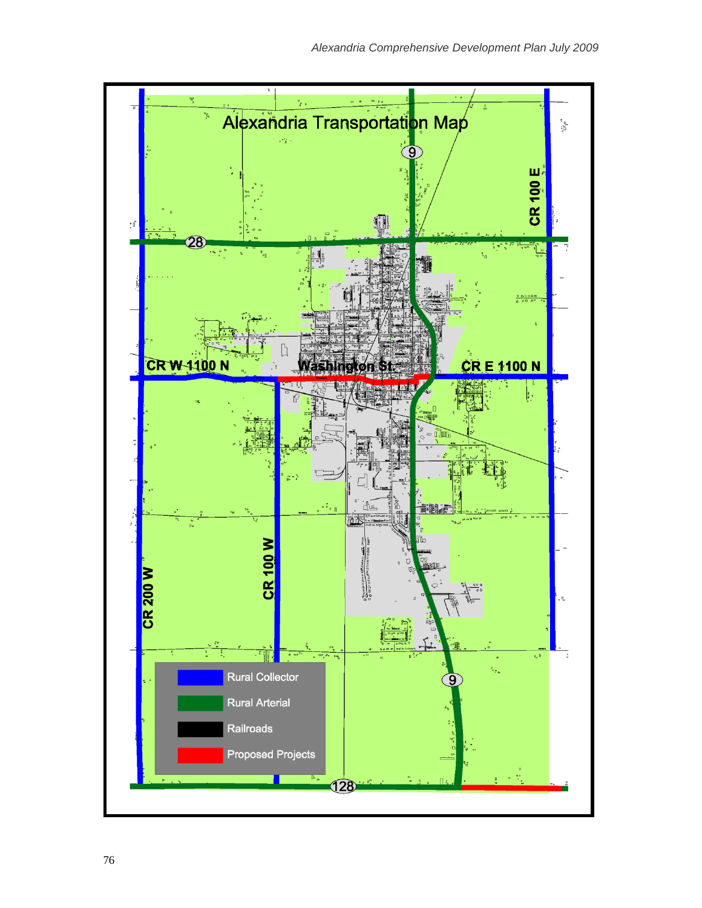Alexandria Transportation Map

9

CR 100 E

28

CR W 1100 N

Washington St.

CR E 1100 N

CR 200 W

CR 100 W

9

Rural Collector

Rural Arterial

Railroads

Proposed Projects

128